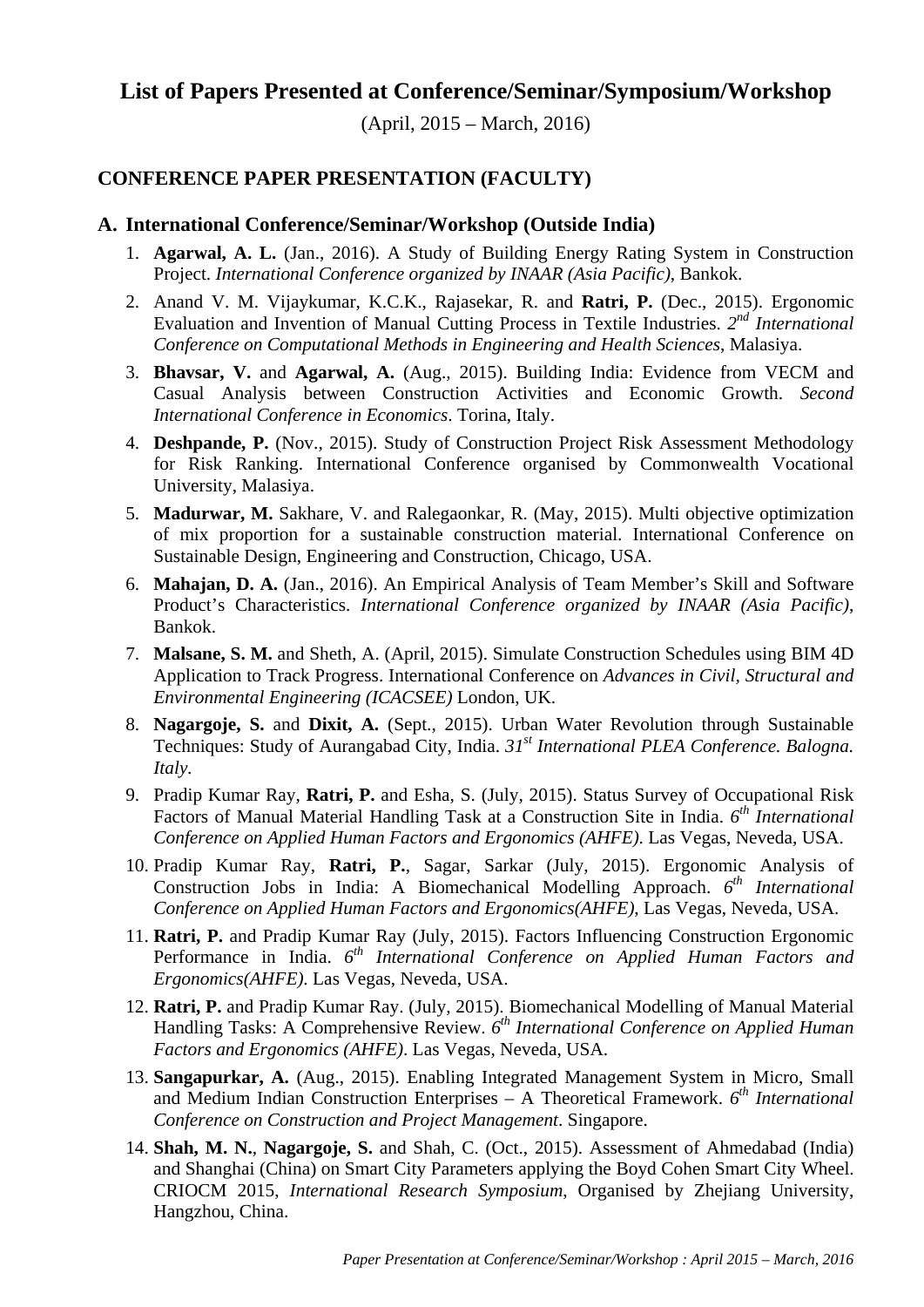# List of Papers Presented at Conference/Seminar/Symposium/Workshop

(April, 2015 – March, 2016)

## CONFERENCE PAPER PRESENTATION (FACULTY)

### A. International Conference/Seminar/Workshop (Outside India)

1. **Agarwal, A. L.** (Jan., 2016). A Study of Building Energy Rating System in Construction Project. *International Conference organized by INAAR (Asia Pacific)*, Bankok.
2. Anand V. M. Vijaykumar, K.C.K., Rajasekar, R. and **Ratri, P.** (Dec., 2015). Ergonomic Evaluation and Invention of Manual Cutting Process in Textile Industries. *2nd International Conference on Computational Methods in Engineering and Health Sciences*, Malasiya.
3. **Bhavsar, V.** and **Agarwal, A.** (Aug., 2015). Building India: Evidence from VECM and Casual Analysis between Construction Activities and Economic Growth. *Second International Conference in Economics*. Torina, Italy.
4. **Deshpande, P.** (Nov., 2015). Study of Construction Project Risk Assessment Methodology for Risk Ranking. International Conference organised by Commonwealth Vocational University, Malasiya.
5. **Madurwar, M.** Sakhare, V. and Ralegaonkar, R. (May, 2015). Multi objective optimization of mix proportion for a sustainable construction material. International Conference on Sustainable Design, Engineering and Construction, Chicago, USA.
6. **Mahajan, D. A.** (Jan., 2016). An Empirical Analysis of Team Member's Skill and Software Product's Characteristics. *International Conference organized by INAAR (Asia Pacific)*, Bankok.
7. **Malsane, S. M.** and Sheth, A. (April, 2015). Simulate Construction Schedules using BIM 4D Application to Track Progress. International Conference on *Advances in Civil, Structural and Environmental Engineering (ICACSEE)* London, UK.
8. **Nagargoje, S.** and **Dixit, A.** (Sept., 2015). Urban Water Revolution through Sustainable Techniques: Study of Aurangabad City, India. *31st International PLEA Conference. Balogna. Italy*.
9. Pradip Kumar Ray, **Ratri, P.** and Esha, S. (July, 2015). Status Survey of Occupational Risk Factors of Manual Material Handling Task at a Construction Site in India. *6th International Conference on Applied Human Factors and Ergonomics (AHFE)*. Las Vegas, Neveda, USA.
10. Pradip Kumar Ray, **Ratri, P.**, Sagar, Sarkar (July, 2015). Ergonomic Analysis of Construction Jobs in India: A Biomechanical Modelling Approach. *6th International Conference on Applied Human Factors and Ergonomics(AHFE)*, Las Vegas, Neveda, USA.
11. **Ratri, P.** and Pradip Kumar Ray (July, 2015). Factors Influencing Construction Ergonomic Performance in India. *6th International Conference on Applied Human Factors and Ergonomics(AHFE)*. Las Vegas, Neveda, USA.
12. **Ratri, P.** and Pradip Kumar Ray. (July, 2015). Biomechanical Modelling of Manual Material Handling Tasks: A Comprehensive Review. *6th International Conference on Applied Human Factors and Ergonomics (AHFE)*. Las Vegas, Neveda, USA.
13. **Sangapurkar, A.** (Aug., 2015). Enabling Integrated Management System in Micro, Small and Medium Indian Construction Enterprises – A Theoretical Framework. *6th International Conference on Construction and Project Management*. Singapore.
14. **Shah, M. N.**, **Nagargoje, S.** and Shah, C. (Oct., 2015). Assessment of Ahmedabad (India) and Shanghai (China) on Smart City Parameters applying the Boyd Cohen Smart City Wheel. CRIOCM 2015, *International Research Symposium*, Organised by Zhejiang University, Hangzhou, China.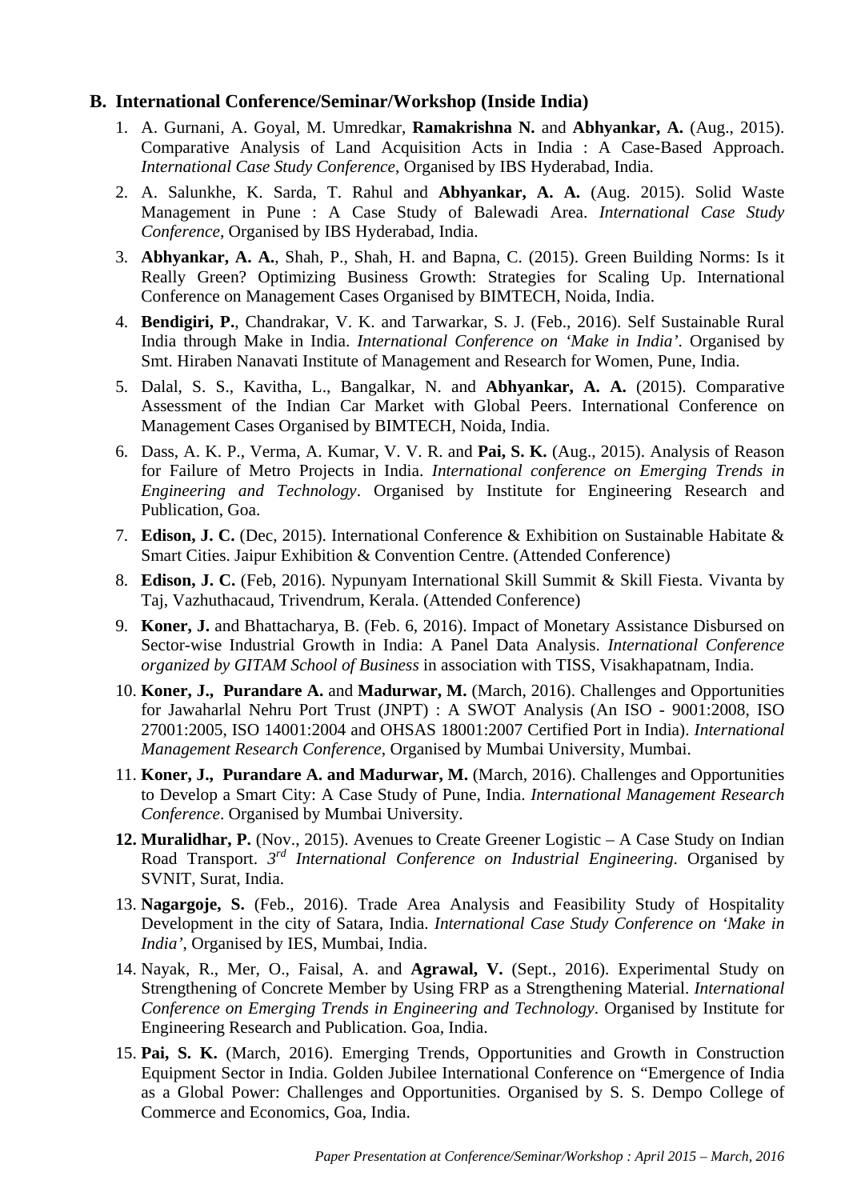## B. International Conference/Seminar/Workshop (Inside India)

1. A. Gurnani, A. Goyal, M. Umredkar, **Ramakrishna N.** and **Abhyankar, A.** (Aug., 2015). Comparative Analysis of Land Acquisition Acts in India : A Case-Based Approach. *International Case Study Conference*, Organised by IBS Hyderabad, India.
2. A. Salunkhe, K. Sarda, T. Rahul and **Abhyankar, A. A.** (Aug. 2015). Solid Waste Management in Pune : A Case Study of Balewadi Area. *International Case Study Conference*, Organised by IBS Hyderabad, India.
3. **Abhyankar, A. A.**, Shah, P., Shah, H. and Bapna, C. (2015). Green Building Norms: Is it Really Green? Optimizing Business Growth: Strategies for Scaling Up. International Conference on Management Cases Organised by BIMTECH, Noida, India.
4. **Bendigiri, P.**, Chandrakar, V. K. and Tarwarkar, S. J. (Feb., 2016). Self Sustainable Rural India through Make in India. *International Conference on 'Make in India'*. Organised by Smt. Hiraben Nanavati Institute of Management and Research for Women, Pune, India.
5. Dalal, S. S., Kavitha, L., Bangalkar, N. and **Abhyankar, A. A.** (2015). Comparative Assessment of the Indian Car Market with Global Peers. International Conference on Management Cases Organised by BIMTECH, Noida, India.
6. Dass, A. K. P., Verma, A. Kumar, V. V. R. and **Pai, S. K.** (Aug., 2015). Analysis of Reason for Failure of Metro Projects in India. *International conference on Emerging Trends in Engineering and Technology*. Organised by Institute for Engineering Research and Publication, Goa.
7. **Edison, J. C.** (Dec, 2015). International Conference & Exhibition on Sustainable Habitate & Smart Cities. Jaipur Exhibition & Convention Centre. (Attended Conference)
8. **Edison, J. C.** (Feb, 2016). Nypunyam International Skill Summit & Skill Fiesta. Vivanta by Taj, Vazhuthacaud, Trivendrum, Kerala. (Attended Conference)
9. **Koner, J.** and Bhattacharya, B. (Feb. 6, 2016). Impact of Monetary Assistance Disbursed on Sector-wise Industrial Growth in India: A Panel Data Analysis. *International Conference organized by GITAM School of Business* in association with TISS, Visakhapatnam, India.
10. **Koner, J., Purandare A.** and **Madurwar, M.** (March, 2016). Challenges and Opportunities for Jawaharlal Nehru Port Trust (JNPT) : A SWOT Analysis (An ISO - 9001:2008, ISO 27001:2005, ISO 14001:2004 and OHSAS 18001:2007 Certified Port in India). *International Management Research Conference*, Organised by Mumbai University, Mumbai.
11. **Koner, J., Purandare A. and Madurwar, M.** (March, 2016). Challenges and Opportunities to Develop a Smart City: A Case Study of Pune, India. *International Management Research Conference*. Organised by Mumbai University.
12. **Muralidhar, P.** (Nov., 2015). Avenues to Create Greener Logistic – A Case Study on Indian Road Transport. *3rd International Conference on Industrial Engineering*. Organised by SVNIT, Surat, India.
13. **Nagargoje, S.** (Feb., 2016). Trade Area Analysis and Feasibility Study of Hospitality Development in the city of Satara, India. *International Case Study Conference on 'Make in India'*, Organised by IES, Mumbai, India.
14. Nayak, R., Mer, O., Faisal, A. and **Agrawal, V.** (Sept., 2016). Experimental Study on Strengthening of Concrete Member by Using FRP as a Strengthening Material. *International Conference on Emerging Trends in Engineering and Technology*. Organised by Institute for Engineering Research and Publication. Goa, India.
15. **Pai, S. K.** (March, 2016). Emerging Trends, Opportunities and Growth in Construction Equipment Sector in India. Golden Jubilee International Conference on "Emergence of India as a Global Power: Challenges and Opportunities. Organised by S. S. Dempo College of Commerce and Economics, Goa, India.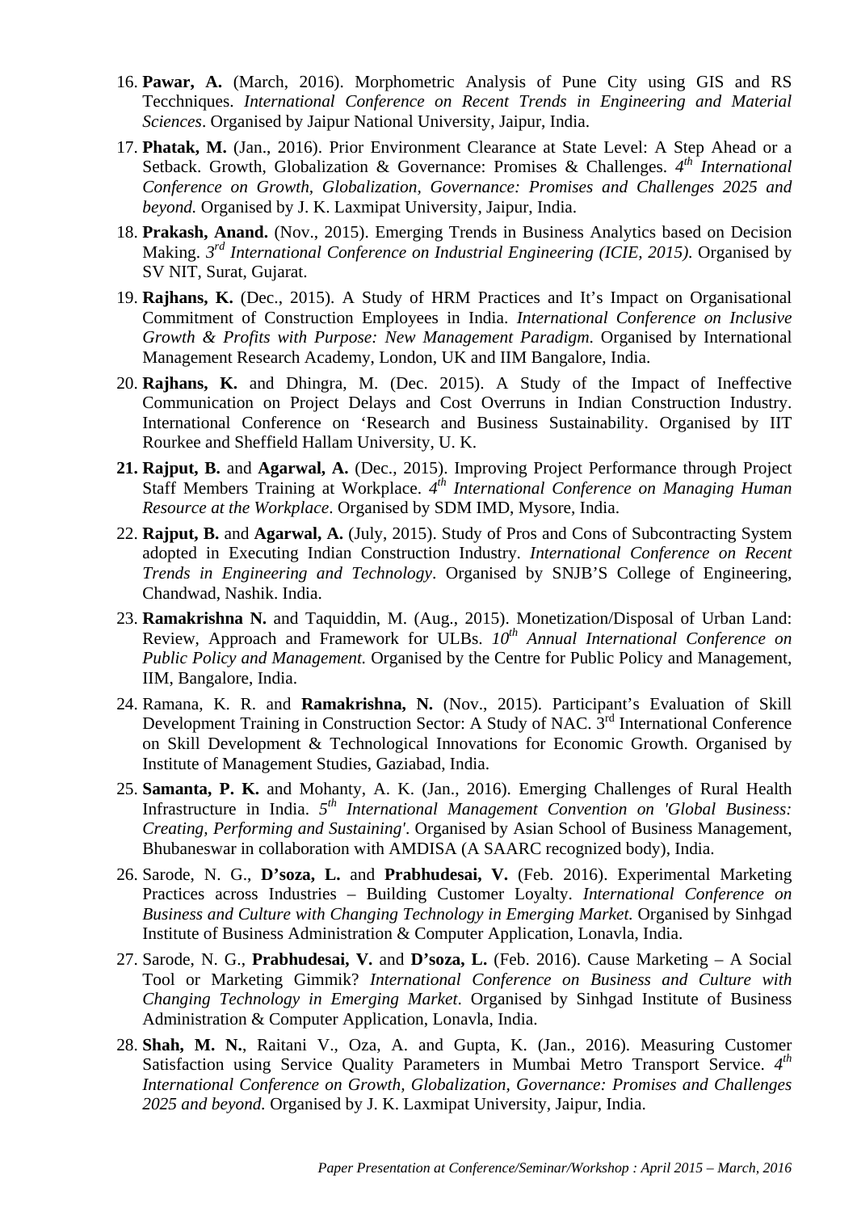16. **Pawar, A.** (March, 2016). Morphometric Analysis of Pune City using GIS and RS Tecchniques. *International Conference on Recent Trends in Engineering and Material Sciences*. Organised by Jaipur National University, Jaipur, India.
17. **Phatak, M.** (Jan., 2016). Prior Environment Clearance at State Level: A Step Ahead or a Setback. Growth, Globalization & Governance: Promises & Challenges. *4th International Conference on Growth, Globalization, Governance: Promises and Challenges 2025 and beyond.* Organised by J. K. Laxmipat University, Jaipur, India.
18. **Prakash, Anand.** (Nov., 2015). Emerging Trends in Business Analytics based on Decision Making. *3rd International Conference on Industrial Engineering (ICIE, 2015)*. Organised by SV NIT, Surat, Gujarat.
19. **Rajhans, K.** (Dec., 2015). A Study of HRM Practices and It's Impact on Organisational Commitment of Construction Employees in India. *International Conference on Inclusive Growth & Profits with Purpose: New Management Paradigm*. Organised by International Management Research Academy, London, UK and IIM Bangalore, India.
20. **Rajhans, K.** and Dhingra, M. (Dec. 2015). A Study of the Impact of Ineffective Communication on Project Delays and Cost Overruns in Indian Construction Industry. International Conference on 'Research and Business Sustainability. Organised by IIT Rourkee and Sheffield Hallam University, U. K.
21. **Rajput, B.** and **Agarwal, A.** (Dec., 2015). Improving Project Performance through Project Staff Members Training at Workplace. *4th International Conference on Managing Human Resource at the Workplace*. Organised by SDM IMD, Mysore, India.
22. **Rajput, B.** and **Agarwal, A.** (July, 2015). Study of Pros and Cons of Subcontracting System adopted in Executing Indian Construction Industry. *International Conference on Recent Trends in Engineering and Technology*. Organised by SNJB'S College of Engineering, Chandwad, Nashik. India.
23. **Ramakrishna N.** and Taquiddin, M. (Aug., 2015). Monetization/Disposal of Urban Land: Review, Approach and Framework for ULBs. *10th Annual International Conference on Public Policy and Management.* Organised by the Centre for Public Policy and Management, IIM, Bangalore, India.
24. Ramana, K. R. and **Ramakrishna, N.** (Nov., 2015). Participant's Evaluation of Skill Development Training in Construction Sector: A Study of NAC. 3rd International Conference on Skill Development & Technological Innovations for Economic Growth. Organised by Institute of Management Studies, Gaziabad, India.
25. **Samanta, P. K.** and Mohanty, A. K. (Jan., 2016). Emerging Challenges of Rural Health Infrastructure in India. *5th International Management Convention on 'Global Business: Creating, Performing and Sustaining'*. Organised by Asian School of Business Management, Bhubaneswar in collaboration with AMDISA (A SAARC recognized body), India.
26. Sarode, N. G., **D'soza, L.** and **Prabhudesai, V.** (Feb. 2016). Experimental Marketing Practices across Industries – Building Customer Loyalty. *International Conference on Business and Culture with Changing Technology in Emerging Market.* Organised by Sinhgad Institute of Business Administration & Computer Application, Lonavla, India.
27. Sarode, N. G., **Prabhudesai, V.** and **D'soza, L.** (Feb. 2016). Cause Marketing – A Social Tool or Marketing Gimmik? *International Conference on Business and Culture with Changing Technology in Emerging Market*. Organised by Sinhgad Institute of Business Administration & Computer Application, Lonavla, India.
28. **Shah, M. N.**, Raitani V., Oza, A. and Gupta, K. (Jan., 2016). Measuring Customer Satisfaction using Service Quality Parameters in Mumbai Metro Transport Service. *4th International Conference on Growth, Globalization, Governance: Promises and Challenges 2025 and beyond.* Organised by J. K. Laxmipat University, Jaipur, India.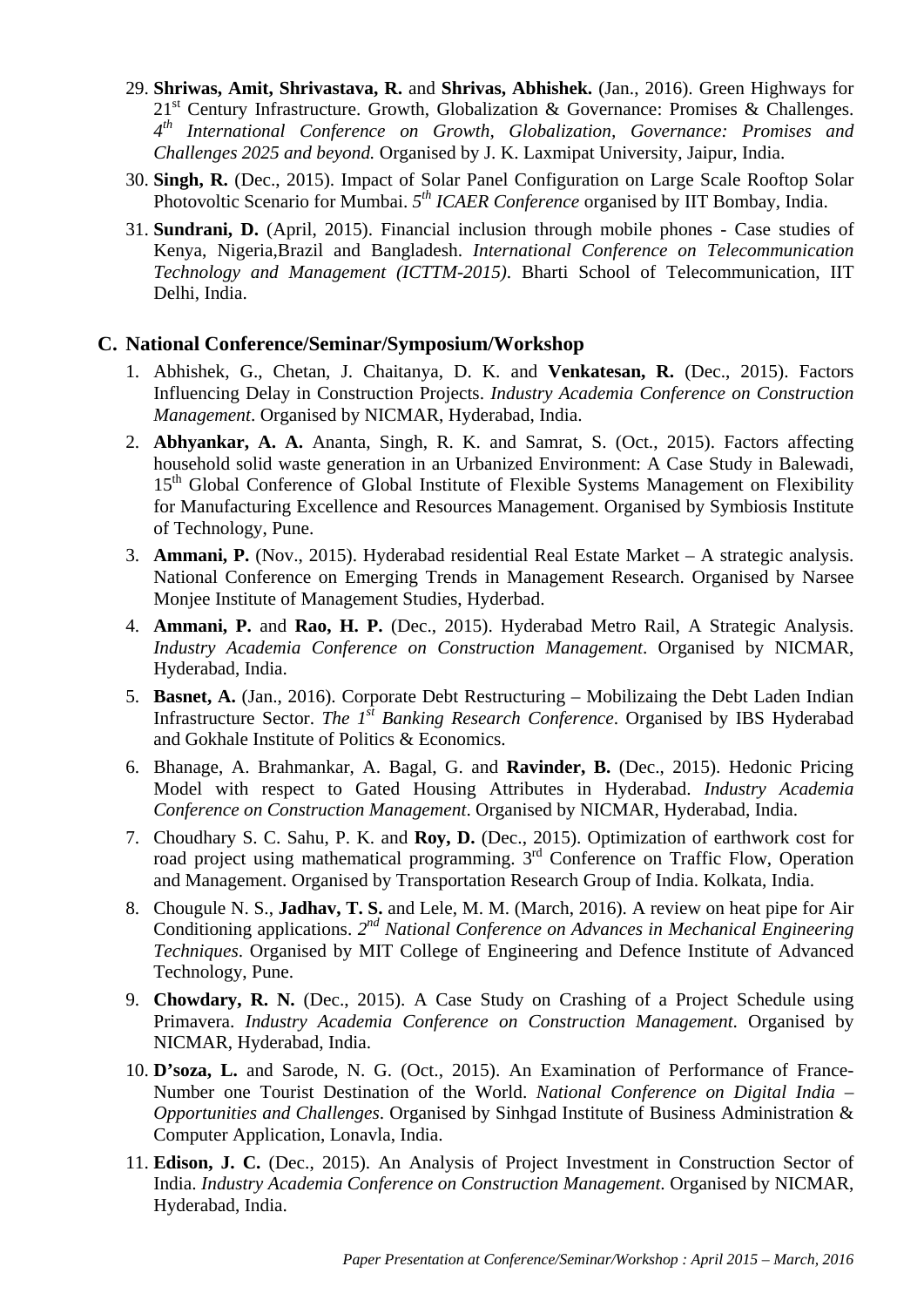29. **Shriwas, Amit, Shrivastava, R.** and **Shrivas, Abhishek.** (Jan., 2016). Green Highways for 21st Century Infrastructure. Growth, Globalization & Governance: Promises & Challenges. *4th International Conference on Growth, Globalization, Governance: Promises and Challenges 2025 and beyond.* Organised by J. K. Laxmipat University, Jaipur, India.

30. **Singh, R.** (Dec., 2015). Impact of Solar Panel Configuration on Large Scale Rooftop Solar Photovoltic Scenario for Mumbai. *5th ICAER Conference* organised by IIT Bombay, India.

31. **Sundrani, D.** (April, 2015). Financial inclusion through mobile phones - Case studies of Kenya, Nigeria,Brazil and Bangladesh. *International Conference on Telecommunication Technology and Management (ICTTM-2015)*. Bharti School of Telecommunication, IIT Delhi, India.

## C. National Conference/Seminar/Symposium/Workshop

1. Abhishek, G., Chetan, J. Chaitanya, D. K. and **Venkatesan, R.** (Dec., 2015). Factors Influencing Delay in Construction Projects. *Industry Academia Conference on Construction Management*. Organised by NICMAR, Hyderabad, India.

2. **Abhyankar, A. A.** Ananta, Singh, R. K. and Samrat, S. (Oct., 2015). Factors affecting household solid waste generation in an Urbanized Environment: A Case Study in Balewadi, 15th Global Conference of Global Institute of Flexible Systems Management on Flexibility for Manufacturing Excellence and Resources Management. Organised by Symbiosis Institute of Technology, Pune.

3. **Ammani, P.** (Nov., 2015). Hyderabad residential Real Estate Market – A strategic analysis. National Conference on Emerging Trends in Management Research. Organised by Narsee Monjee Institute of Management Studies, Hyderbad.

4. **Ammani, P.** and **Rao, H. P.** (Dec., 2015). Hyderabad Metro Rail, A Strategic Analysis. *Industry Academia Conference on Construction Management*. Organised by NICMAR, Hyderabad, India.

5. **Basnet, A.** (Jan., 2016). Corporate Debt Restructuring – Mobilizaing the Debt Laden Indian Infrastructure Sector. *The 1st Banking Research Conference*. Organised by IBS Hyderabad and Gokhale Institute of Politics & Economics.

6. Bhanage, A. Brahmankar, A. Bagal, G. and **Ravinder, B.** (Dec., 2015). Hedonic Pricing Model with respect to Gated Housing Attributes in Hyderabad. *Industry Academia Conference on Construction Management*. Organised by NICMAR, Hyderabad, India.

7. Choudhary S. C. Sahu, P. K. and **Roy, D.** (Dec., 2015). Optimization of earthwork cost for road project using mathematical programming. 3rd Conference on Traffic Flow, Operation and Management. Organised by Transportation Research Group of India. Kolkata, India.

8. Chougule N. S., **Jadhav, T. S.** and Lele, M. M. (March, 2016). A review on heat pipe for Air Conditioning applications. *2nd National Conference on Advances in Mechanical Engineering Techniques*. Organised by MIT College of Engineering and Defence Institute of Advanced Technology, Pune.

9. **Chowdary, R. N.** (Dec., 2015). A Case Study on Crashing of a Project Schedule using Primavera. *Industry Academia Conference on Construction Management*. Organised by NICMAR, Hyderabad, India.

10. **D'soza, L.** and Sarode, N. G. (Oct., 2015). An Examination of Performance of France-Number one Tourist Destination of the World. *National Conference on Digital India – Opportunities and Challenges*. Organised by Sinhgad Institute of Business Administration & Computer Application, Lonavla, India.

11. **Edison, J. C.** (Dec., 2015). An Analysis of Project Investment in Construction Sector of India. *Industry Academia Conference on Construction Management*. Organised by NICMAR, Hyderabad, India.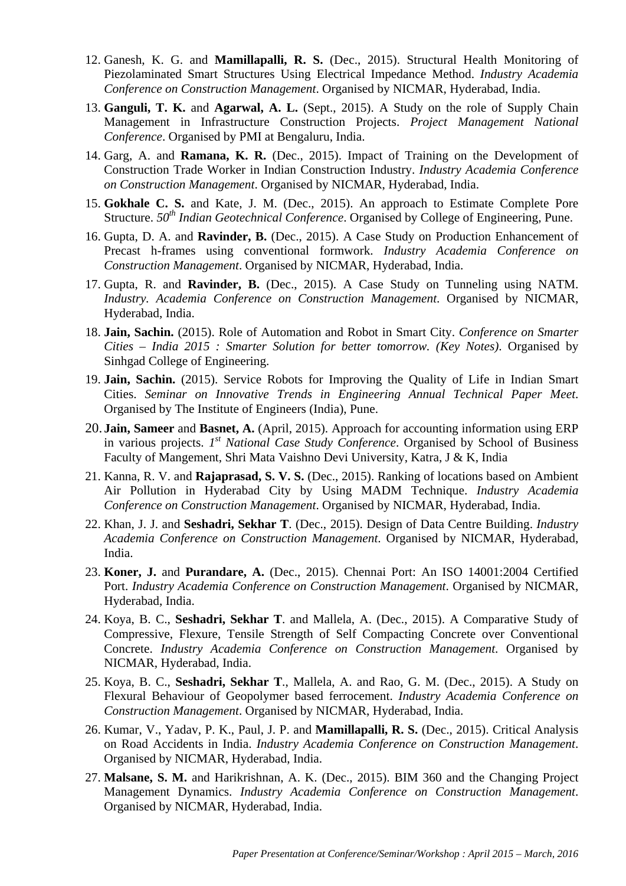12. Ganesh, K. G. and **Mamillapalli, R. S.** (Dec., 2015). Structural Health Monitoring of Piezolaminated Smart Structures Using Electrical Impedance Method. *Industry Academia Conference on Construction Management*. Organised by NICMAR, Hyderabad, India.
13. **Ganguli, T. K.** and **Agarwal, A. L.** (Sept., 2015). A Study on the role of Supply Chain Management in Infrastructure Construction Projects. *Project Management National Conference*. Organised by PMI at Bengaluru, India.
14. Garg, A. and **Ramana, K. R.** (Dec., 2015). Impact of Training on the Development of Construction Trade Worker in Indian Construction Industry. *Industry Academia Conference on Construction Management*. Organised by NICMAR, Hyderabad, India.
15. **Gokhale C. S.** and Kate, J. M. (Dec., 2015). An approach to Estimate Complete Pore Structure. *50th Indian Geotechnical Conference*. Organised by College of Engineering, Pune.
16. Gupta, D. A. and **Ravinder, B.** (Dec., 2015). A Case Study on Production Enhancement of Precast h-frames using conventional formwork. *Industry Academia Conference on Construction Management*. Organised by NICMAR, Hyderabad, India.
17. Gupta, R. and **Ravinder, B.** (Dec., 2015). A Case Study on Tunneling using NATM. *Industry. Academia Conference on Construction Management*. Organised by NICMAR, Hyderabad, India.
18. **Jain, Sachin.** (2015). Role of Automation and Robot in Smart City. *Conference on Smarter Cities – India 2015 : Smarter Solution for better tomorrow. (Key Notes)*. Organised by Sinhgad College of Engineering.
19. **Jain, Sachin.** (2015). Service Robots for Improving the Quality of Life in Indian Smart Cities. *Seminar on Innovative Trends in Engineering Annual Technical Paper Meet*. Organised by The Institute of Engineers (India), Pune.
20. **Jain, Sameer** and **Basnet, A.** (April, 2015). Approach for accounting information using ERP in various projects. *1st National Case Study Conference*. Organised by School of Business Faculty of Mangement, Shri Mata Vaishno Devi University, Katra, J & K, India
21. Kanna, R. V. and **Rajaprasad, S. V. S.** (Dec., 2015). Ranking of locations based on Ambient Air Pollution in Hyderabad City by Using MADM Technique. *Industry Academia Conference on Construction Management*. Organised by NICMAR, Hyderabad, India.
22. Khan, J. J. and **Seshadri, Sekhar T**. (Dec., 2015). Design of Data Centre Building. *Industry Academia Conference on Construction Management*. Organised by NICMAR, Hyderabad, India.
23. **Koner, J.** and **Purandare, A.** (Dec., 2015). Chennai Port: An ISO 14001:2004 Certified Port. *Industry Academia Conference on Construction Management*. Organised by NICMAR, Hyderabad, India.
24. Koya, B. C., **Seshadri, Sekhar T**. and Mallela, A. (Dec., 2015). A Comparative Study of Compressive, Flexure, Tensile Strength of Self Compacting Concrete over Conventional Concrete. *Industry Academia Conference on Construction Management*. Organised by NICMAR, Hyderabad, India.
25. Koya, B. C., **Seshadri, Sekhar T**., Mallela, A. and Rao, G. M. (Dec., 2015). A Study on Flexural Behaviour of Geopolymer based ferrocement. *Industry Academia Conference on Construction Management*. Organised by NICMAR, Hyderabad, India.
26. Kumar, V., Yadav, P. K., Paul, J. P. and **Mamillapalli, R. S.** (Dec., 2015). Critical Analysis on Road Accidents in India. *Industry Academia Conference on Construction Management*. Organised by NICMAR, Hyderabad, India.
27. **Malsane, S. M.** and Harikrishnan, A. K. (Dec., 2015). BIM 360 and the Changing Project Management Dynamics. *Industry Academia Conference on Construction Management*. Organised by NICMAR, Hyderabad, India.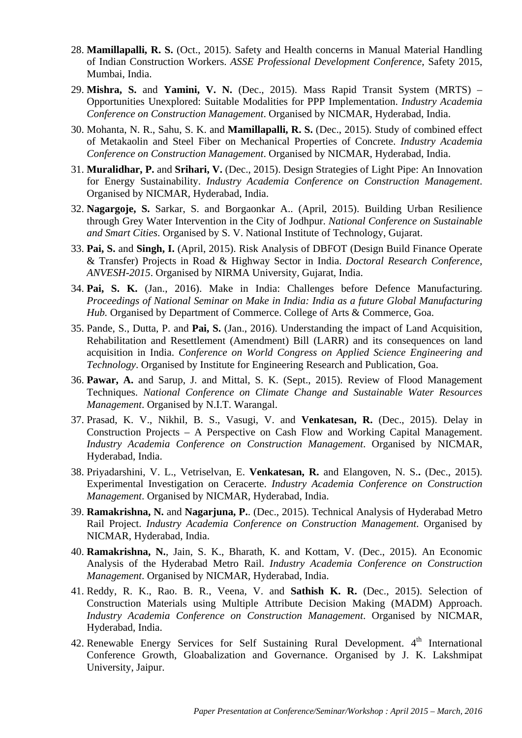28. **Mamillapalli, R. S.** (Oct., 2015). Safety and Health concerns in Manual Material Handling of Indian Construction Workers. *ASSE Professional Development Conference*, Safety 2015, Mumbai, India.

29. **Mishra, S.** and **Yamini, V. N.** (Dec., 2015). Mass Rapid Transit System (MRTS) – Opportunities Unexplored: Suitable Modalities for PPP Implementation. *Industry Academia Conference on Construction Management*. Organised by NICMAR, Hyderabad, India.

30. Mohanta, N. R., Sahu, S. K. and **Mamillapalli, R. S.** (Dec., 2015). Study of combined effect of Metakaolin and Steel Fiber on Mechanical Properties of Concrete. *Industry Academia Conference on Construction Management*. Organised by NICMAR, Hyderabad, India.

31. **Muralidhar, P.** and **Srihari, V.** (Dec., 2015). Design Strategies of Light Pipe: An Innovation for Energy Sustainability. *Industry Academia Conference on Construction Management*. Organised by NICMAR, Hyderabad, India.

32. **Nagargoje, S.** Sarkar, S. and Borgaonkar A.. (April, 2015). Building Urban Resilience through Grey Water Intervention in the City of Jodhpur. *National Conference on Sustainable and Smart Cities*. Organised by S. V. National Institute of Technology, Gujarat.

33. **Pai, S.** and **Singh, I.** (April, 2015). Risk Analysis of DBFOT (Design Build Finance Operate & Transfer) Projects in Road & Highway Sector in India. *Doctoral Research Conference, ANVESH-2015*. Organised by NIRMA University, Gujarat, India.

34. **Pai, S. K.** (Jan., 2016). Make in India: Challenges before Defence Manufacturing. *Proceedings of National Seminar on Make in India: India as a future Global Manufacturing Hub.* Organised by Department of Commerce. College of Arts & Commerce, Goa.

35. Pande, S., Dutta, P. and **Pai, S.** (Jan., 2016). Understanding the impact of Land Acquisition, Rehabilitation and Resettlement (Amendment) Bill (LARR) and its consequences on land acquisition in India. *Conference on World Congress on Applied Science Engineering and Technology*. Organised by Institute for Engineering Research and Publication, Goa.

36. **Pawar, A.** and Sarup, J. and Mittal, S. K. (Sept., 2015). Review of Flood Management Techniques. *National Conference on Climate Change and Sustainable Water Resources Management*. Organised by N.I.T. Warangal.

37. Prasad, K. V., Nikhil, B. S., Vasugi, V. and **Venkatesan, R.** (Dec., 2015). Delay in Construction Projects – A Perspective on Cash Flow and Working Capital Management. *Industry Academia Conference on Construction Management*. Organised by NICMAR, Hyderabad, India.

38. Priyadarshini, V. L., Vetriselvan, E. **Venkatesan, R.** and Elangoven, N. S.**.** (Dec., 2015). Experimental Investigation on Ceracerte. *Industry Academia Conference on Construction Management*. Organised by NICMAR, Hyderabad, India.

39. **Ramakrishna, N.** and **Nagarjuna, P.**. (Dec., 2015). Technical Analysis of Hyderabad Metro Rail Project. *Industry Academia Conference on Construction Management*. Organised by NICMAR, Hyderabad, India.

40. **Ramakrishna, N.**, Jain, S. K., Bharath, K. and Kottam, V. (Dec., 2015). An Economic Analysis of the Hyderabad Metro Rail. *Industry Academia Conference on Construction Management*. Organised by NICMAR, Hyderabad, India.

41. Reddy, R. K., Rao. B. R., Veena, V. and **Sathish K. R.** (Dec., 2015). Selection of Construction Materials using Multiple Attribute Decision Making (MADM) Approach. *Industry Academia Conference on Construction Management*. Organised by NICMAR, Hyderabad, India.

42. Renewable Energy Services for Self Sustaining Rural Development. 4th International Conference Growth, Gloabalization and Governance. Organised by J. K. Lakshmipat University, Jaipur.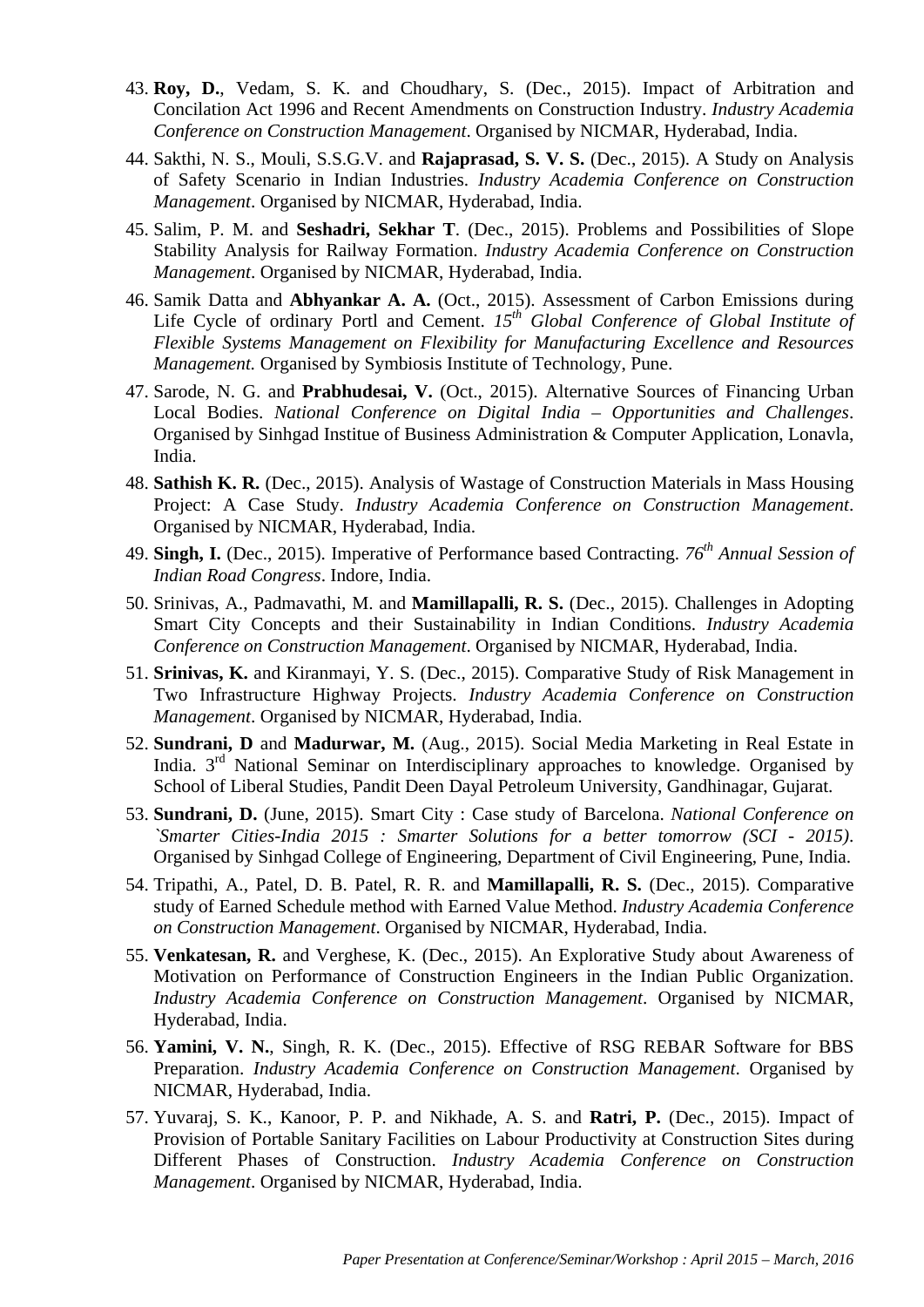43. **Roy, D.**, Vedam, S. K. and Choudhary, S. (Dec., 2015). Impact of Arbitration and Concilation Act 1996 and Recent Amendments on Construction Industry. *Industry Academia Conference on Construction Management*. Organised by NICMAR, Hyderabad, India.

44. Sakthi, N. S., Mouli, S.S.G.V. and **Rajaprasad, S. V. S.** (Dec., 2015). A Study on Analysis of Safety Scenario in Indian Industries. *Industry Academia Conference on Construction Management*. Organised by NICMAR, Hyderabad, India.

45. Salim, P. M. and **Seshadri, Sekhar T**. (Dec., 2015). Problems and Possibilities of Slope Stability Analysis for Railway Formation. *Industry Academia Conference on Construction Management*. Organised by NICMAR, Hyderabad, India.

46. Samik Datta and **Abhyankar A. A.** (Oct., 2015). Assessment of Carbon Emissions during Life Cycle of ordinary Portl and Cement. *15th Global Conference of Global Institute of Flexible Systems Management on Flexibility for Manufacturing Excellence and Resources Management.* Organised by Symbiosis Institute of Technology, Pune.

47. Sarode, N. G. and **Prabhudesai, V.** (Oct., 2015). Alternative Sources of Financing Urban Local Bodies. *National Conference on Digital India – Opportunities and Challenges*. Organised by Sinhgad Institue of Business Administration & Computer Application, Lonavla, India.

48. **Sathish K. R.** (Dec., 2015). Analysis of Wastage of Construction Materials in Mass Housing Project: A Case Study. *Industry Academia Conference on Construction Management*. Organised by NICMAR, Hyderabad, India.

49. **Singh, I.** (Dec., 2015). Imperative of Performance based Contracting. *76th Annual Session of Indian Road Congress*. Indore, India.

50. Srinivas, A., Padmavathi, M. and **Mamillapalli, R. S.** (Dec., 2015). Challenges in Adopting Smart City Concepts and their Sustainability in Indian Conditions. *Industry Academia Conference on Construction Management*. Organised by NICMAR, Hyderabad, India.

51. **Srinivas, K.** and Kiranmayi, Y. S. (Dec., 2015). Comparative Study of Risk Management in Two Infrastructure Highway Projects. *Industry Academia Conference on Construction Management*. Organised by NICMAR, Hyderabad, India.

52. **Sundrani, D** and **Madurwar, M.** (Aug., 2015). Social Media Marketing in Real Estate in India. 3rd National Seminar on Interdisciplinary approaches to knowledge. Organised by School of Liberal Studies, Pandit Deen Dayal Petroleum University, Gandhinagar, Gujarat.

53. **Sundrani, D.** (June, 2015). Smart City : Case study of Barcelona. *National Conference on `Smarter Cities-India 2015 : Smarter Solutions for a better tomorrow (SCI - 2015)*. Organised by Sinhgad College of Engineering, Department of Civil Engineering, Pune, India.

54. Tripathi, A., Patel, D. B. Patel, R. R. and **Mamillapalli, R. S.** (Dec., 2015). Comparative study of Earned Schedule method with Earned Value Method. *Industry Academia Conference on Construction Management*. Organised by NICMAR, Hyderabad, India.

55. **Venkatesan, R.** and Verghese, K. (Dec., 2015). An Explorative Study about Awareness of Motivation on Performance of Construction Engineers in the Indian Public Organization. *Industry Academia Conference on Construction Management*. Organised by NICMAR, Hyderabad, India.

56. **Yamini, V. N.**, Singh, R. K. (Dec., 2015). Effective of RSG REBAR Software for BBS Preparation. *Industry Academia Conference on Construction Management*. Organised by NICMAR, Hyderabad, India.

57. Yuvaraj, S. K., Kanoor, P. P. and Nikhade, A. S. and **Ratri, P.** (Dec., 2015). Impact of Provision of Portable Sanitary Facilities on Labour Productivity at Construction Sites during Different Phases of Construction. *Industry Academia Conference on Construction Management*. Organised by NICMAR, Hyderabad, India.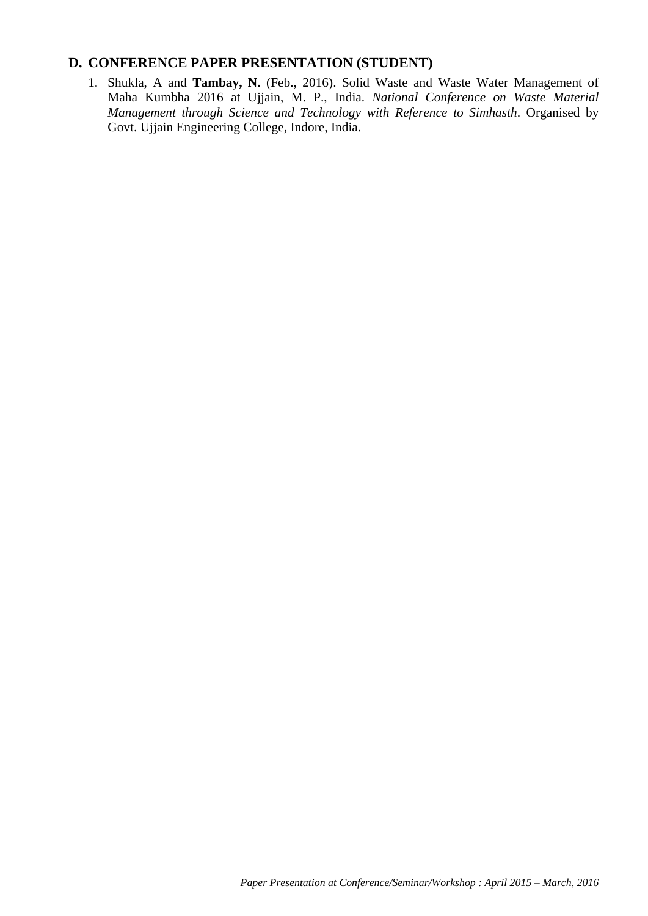## D. CONFERENCE PAPER PRESENTATION (STUDENT)

1. Shukla, A and **Tambay, N.** (Feb., 2016). Solid Waste and Waste Water Management of Maha Kumbha 2016 at Ujjain, M. P., India. *National Conference on Waste Material Management through Science and Technology with Reference to Simhasth*. Organised by Govt. Ujjain Engineering College, Indore, India.